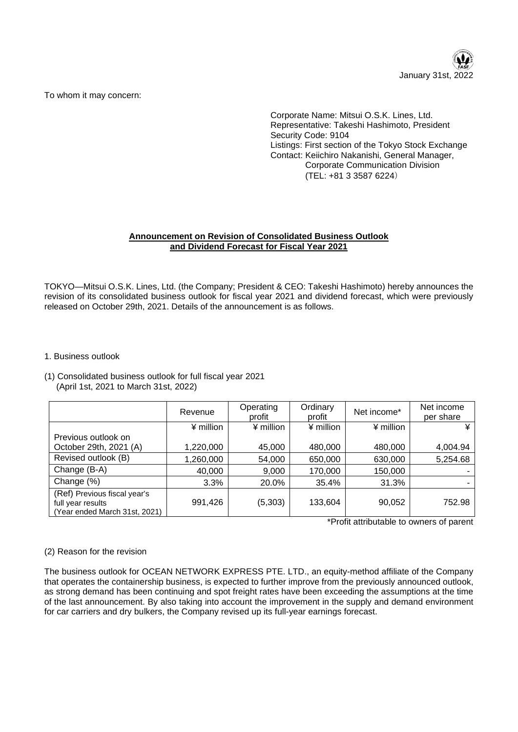January 31st, 2022

To whom it may concern:

Corporate Name: Mitsui O.S.K. Lines, Ltd.
Representative: Takeshi Hashimoto, President
Security Code: 9104
Listings: First section of the Tokyo Stock Exchange
Contact: Keiichiro Nakanishi, General Manager,
Corporate Communication Division
(TEL: +81 3 3587 6224)

**Announcement on Revision of Consolidated Business Outlook and Dividend Forecast for Fiscal Year 2021**

TOKYO—Mitsui O.S.K. Lines, Ltd. (the Company; President & CEO: Takeshi Hashimoto) hereby announces the revision of its consolidated business outlook for fiscal year 2021 and dividend forecast, which were previously released on October 29th, 2021. Details of the announcement is as follows.

1. Business outlook

(1) Consolidated business outlook for full fiscal year 2021
(April 1st, 2021 to March 31st, 2022)

| | Revenue | Operating profit | Ordinary profit | Net income* | Net income per share |
|---|---|---|---|---|---|
| | ¥ million | ¥ million | ¥ million | ¥ million | ¥ |
| Previous outlook on October 29th, 2021 (A) | 1,220,000 | 45,000 | 480,000 | 480,000 | 4,004.94 |
| Revised outlook (B) | 1,260,000 | 54,000 | 650,000 | 630,000 | 5,254.68 |
| Change (B-A) | 40,000 | 9,000 | 170,000 | 150,000 | - |
| Change (%) | 3.3% | 20.0% | 35.4% | 31.3% | - |
| (Ref) Previous fiscal year's full year results (Year ended March 31st, 2021) | 991,426 | (5,303) | 133,604 | 90,052 | 752.98 |

*Profit attributable to owners of parent

(2) Reason for the revision

The business outlook for OCEAN NETWORK EXPRESS PTE. LTD., an equity-method affiliate of the Company that operates the containership business, is expected to further improve from the previously announced outlook, as strong demand has been continuing and spot freight rates have been exceeding the assumptions at the time of the last announcement. By also taking into account the improvement in the supply and demand environment for car carriers and dry bulkers, the Company revised up its full-year earnings forecast.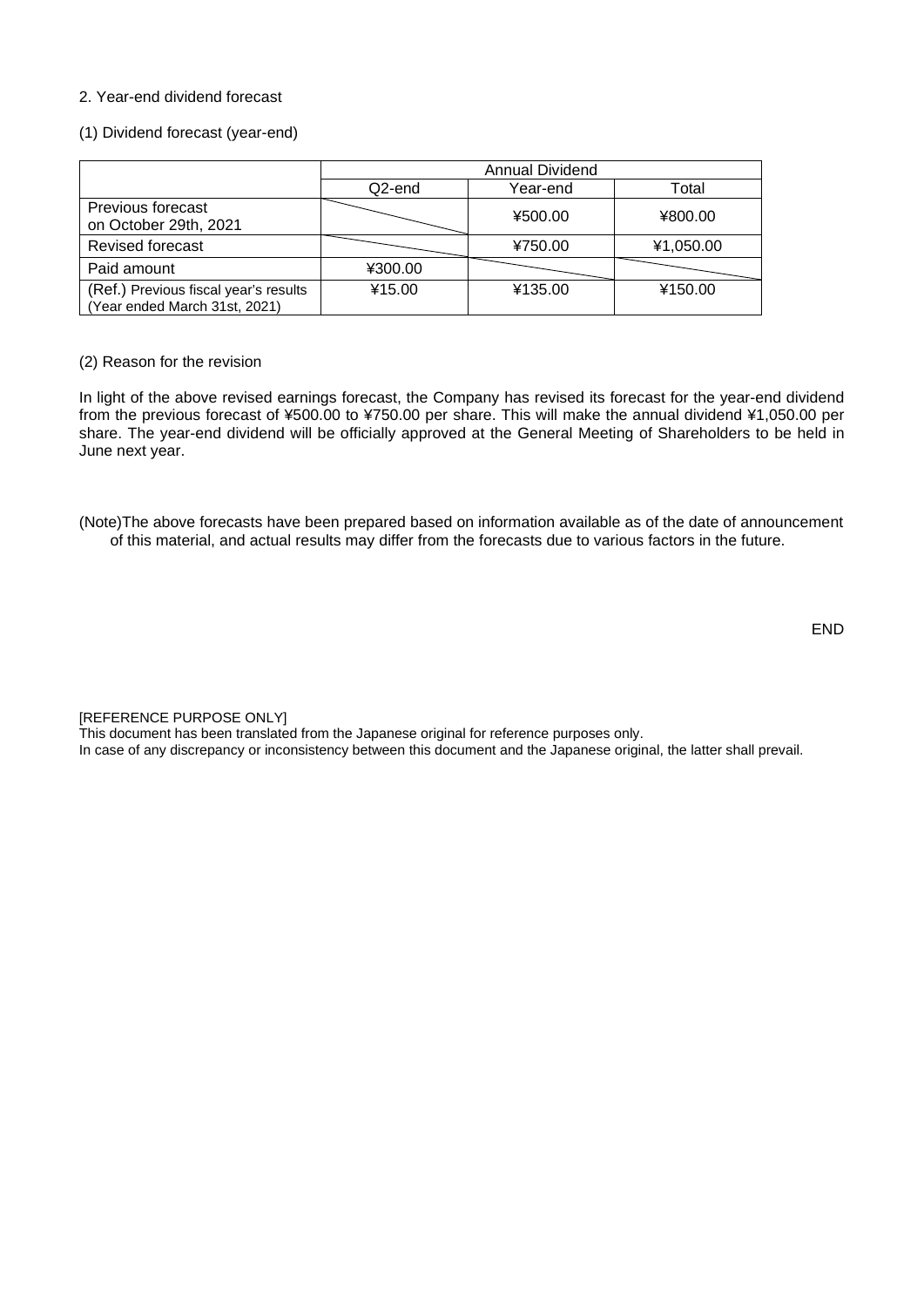2. Year-end dividend forecast

(1) Dividend forecast (year-end)

| | Annual Dividend | | |
|---|---|---|---|
| | Q2-end | Year-end | Total |
| Previous forecast on October 29th, 2021 | | ¥500.00 | ¥800.00 |
| Revised forecast | | ¥750.00 | ¥1,050.00 |
| Paid amount | ¥300.00 | | |
| (Ref.) Previous fiscal year's results (Year ended March 31st, 2021) | ¥15.00 | ¥135.00 | ¥150.00 |

(2) Reason for the revision

In light of the above revised earnings forecast, the Company has revised its forecast for the year-end dividend from the previous forecast of ¥500.00 to ¥750.00 per share. This will make the annual dividend ¥1,050.00 per share. The year-end dividend will be officially approved at the General Meeting of Shareholders to be held in June next year.

(Note)The above forecasts have been prepared based on information available as of the date of announcement of this material, and actual results may differ from the forecasts due to various factors in the future.

END

[REFERENCE PURPOSE ONLY]
This document has been translated from the Japanese original for reference purposes only.
In case of any discrepancy or inconsistency between this document and the Japanese original, the latter shall prevail.